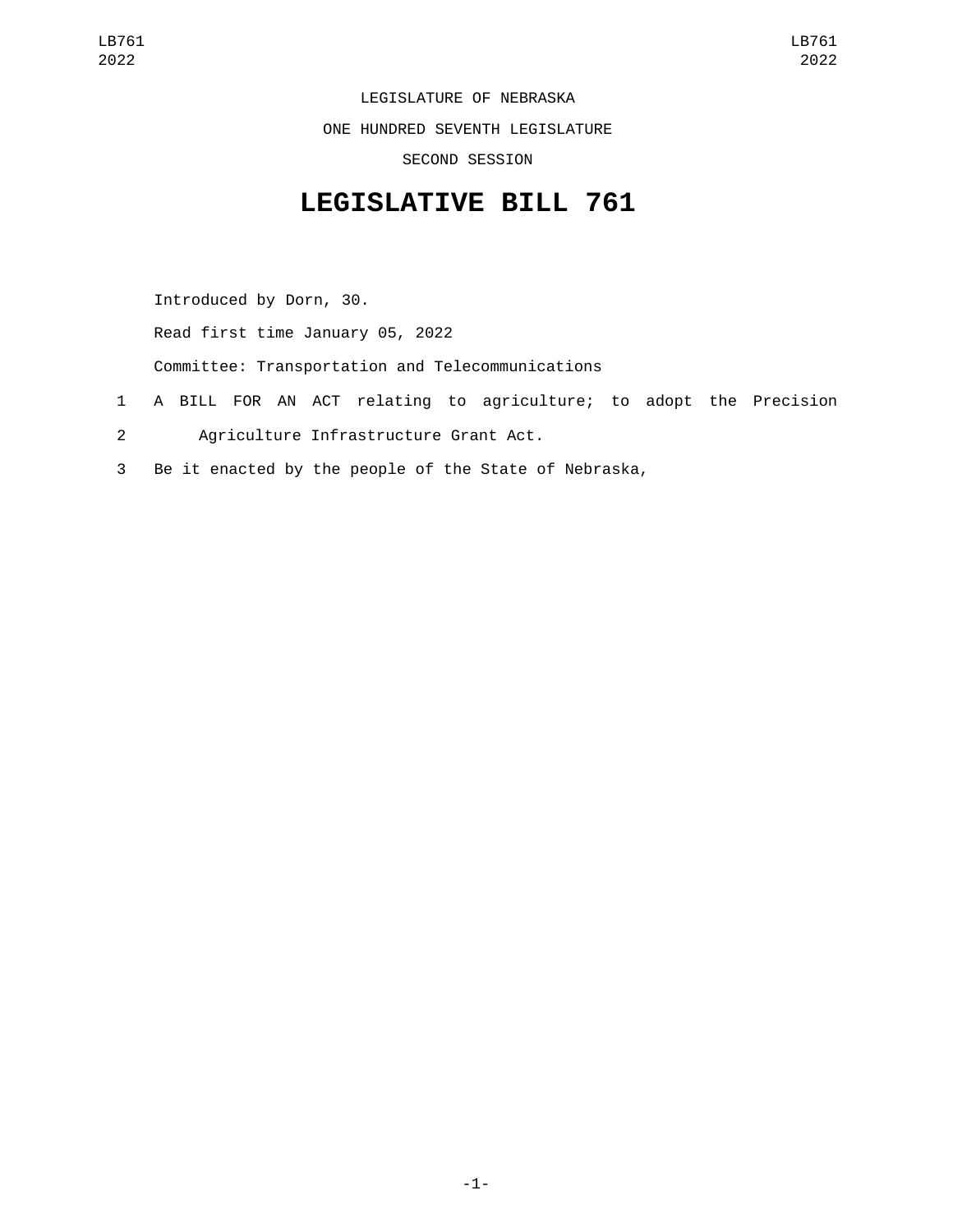LEGISLATURE OF NEBRASKA

ONE HUNDRED SEVENTH LEGISLATURE

SECOND SESSION

# LEGISLATIVE BILL 761

Introduced by Dorn, 30.

Read first time January 05, 2022

Committee: Transportation and Telecommunications

1 A BILL FOR AN ACT relating to agriculture; to adopt the Precision
2 Agriculture Infrastructure Grant Act.
3 Be it enacted by the people of the State of Nebraska,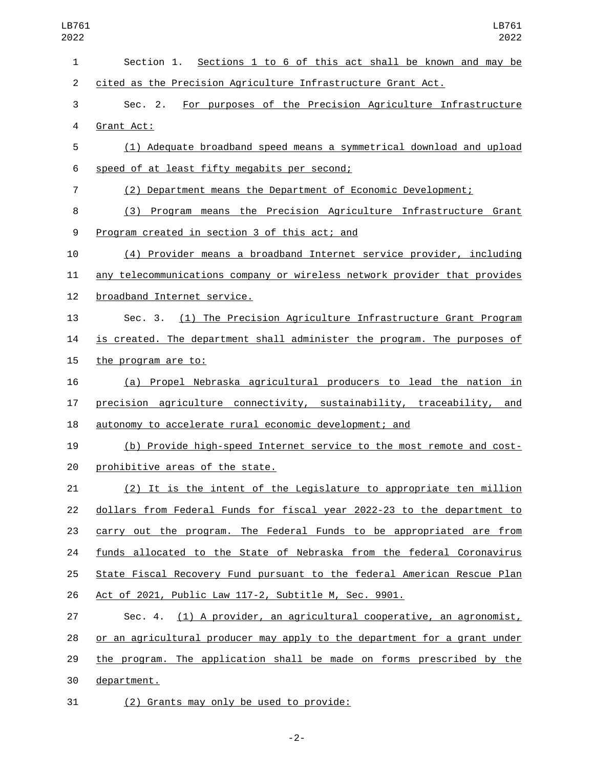Section 1. Sections 1 to 6 of this act shall be known and may be cited as the Precision Agriculture Infrastructure Grant Act.

Sec. 2. For purposes of the Precision Agriculture Infrastructure Grant Act:

(1) Adequate broadband speed means a symmetrical download and upload speed of at least fifty megabits per second;

(2) Department means the Department of Economic Development;

(3) Program means the Precision Agriculture Infrastructure Grant Program created in section 3 of this act; and

(4) Provider means a broadband Internet service provider, including any telecommunications company or wireless network provider that provides broadband Internet service.

Sec. 3. (1) The Precision Agriculture Infrastructure Grant Program is created. The department shall administer the program. The purposes of the program are to:

(a) Propel Nebraska agricultural producers to lead the nation in precision agriculture connectivity, sustainability, traceability, and autonomy to accelerate rural economic development; and

(b) Provide high-speed Internet service to the most remote and cost-prohibitive areas of the state.

(2) It is the intent of the Legislature to appropriate ten million dollars from Federal Funds for fiscal year 2022-23 to the department to carry out the program. The Federal Funds to be appropriated are from funds allocated to the State of Nebraska from the federal Coronavirus State Fiscal Recovery Fund pursuant to the federal American Rescue Plan Act of 2021, Public Law 117-2, Subtitle M, Sec. 9901.

Sec. 4. (1) A provider, an agricultural cooperative, an agronomist, or an agricultural producer may apply to the department for a grant under the program. The application shall be made on forms prescribed by the department.

(2) Grants may only be used to provide: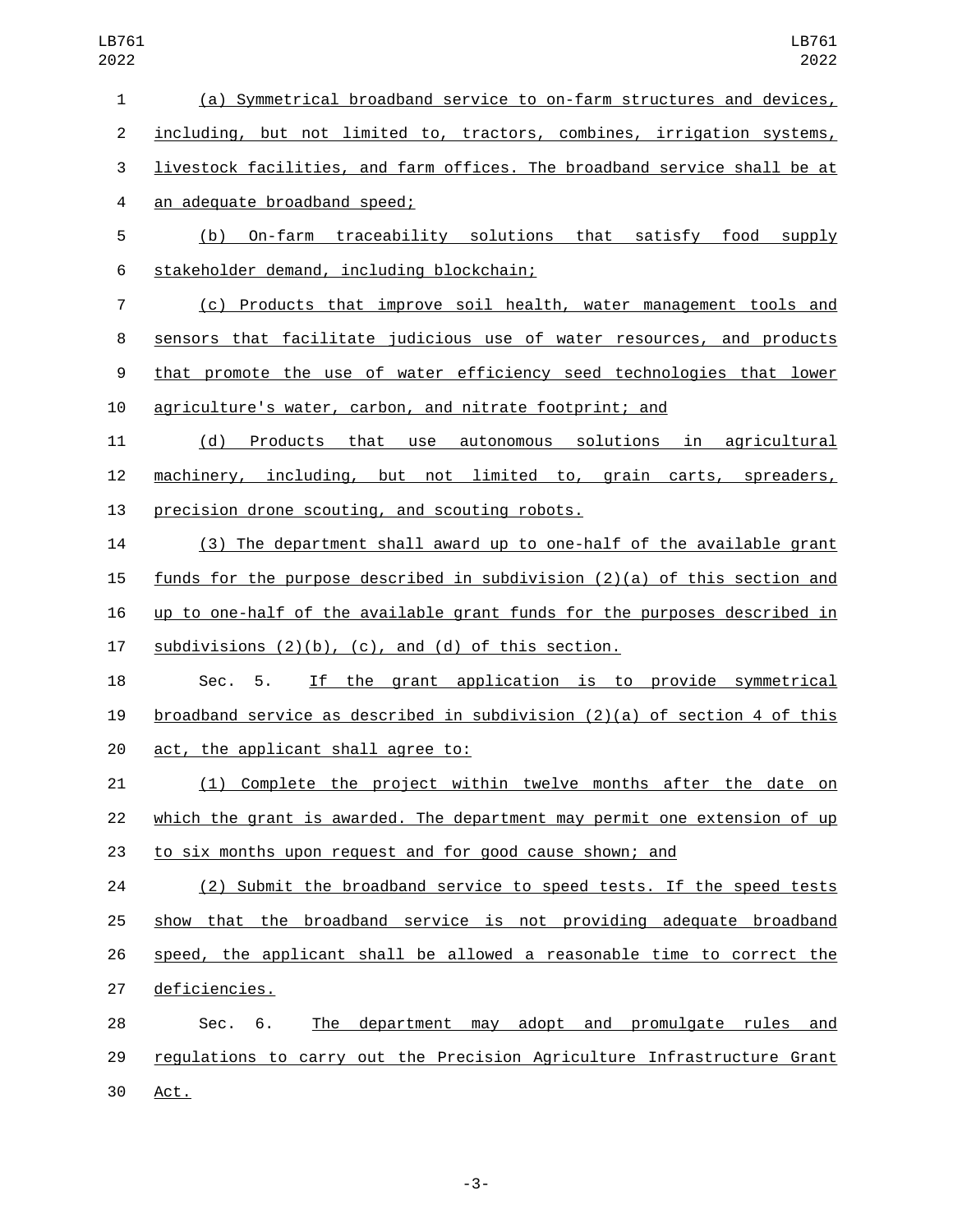(a) Symmetrical broadband service to on-farm structures and devices, including, but not limited to, tractors, combines, irrigation systems, livestock facilities, and farm offices. The broadband service shall be at an adequate broadband speed;

(b) On-farm traceability solutions that satisfy food supply stakeholder demand, including blockchain;

(c) Products that improve soil health, water management tools and sensors that facilitate judicious use of water resources, and products that promote the use of water efficiency seed technologies that lower agriculture's water, carbon, and nitrate footprint; and

(d) Products that use autonomous solutions in agricultural machinery, including, but not limited to, grain carts, spreaders, precision drone scouting, and scouting robots.

(3) The department shall award up to one-half of the available grant funds for the purpose described in subdivision (2)(a) of this section and up to one-half of the available grant funds for the purposes described in subdivisions (2)(b), (c), and (d) of this section.

Sec. 5. If the grant application is to provide symmetrical broadband service as described in subdivision (2)(a) of section 4 of this act, the applicant shall agree to:

(1) Complete the project within twelve months after the date on which the grant is awarded. The department may permit one extension of up to six months upon request and for good cause shown; and

(2) Submit the broadband service to speed tests. If the speed tests show that the broadband service is not providing adequate broadband speed, the applicant shall be allowed a reasonable time to correct the deficiencies.

Sec. 6. The department may adopt and promulgate rules and regulations to carry out the Precision Agriculture Infrastructure Grant Act.